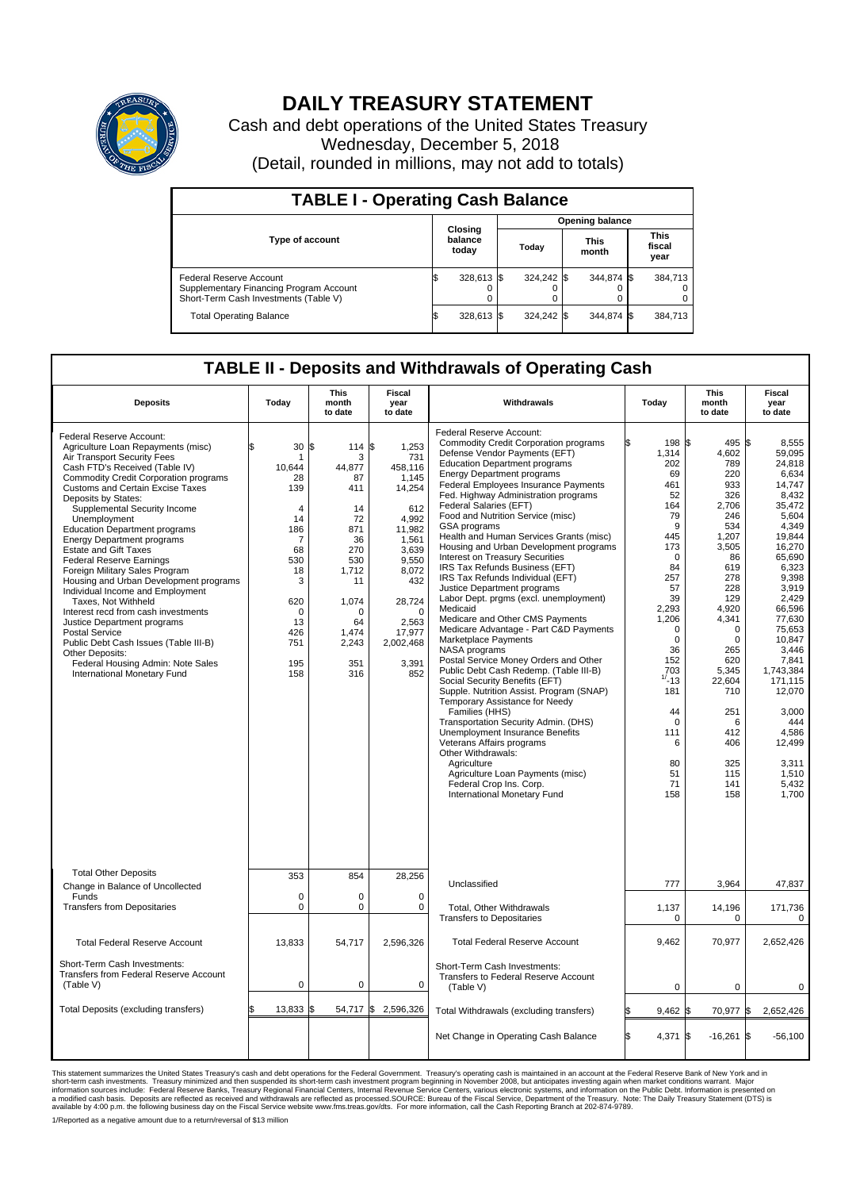# DAILY TREASURY STATEMENT

Cash and debt operations of the United States Treasury

Wednesday, December 5, 2018

(Detail, rounded in millions, may not add to totals)

## TABLE I - Operating Cash Balance

| Type of account | Closing balance today | Opening balance Today | Opening balance This month | Opening balance This fiscal year |
|---|---|---|---|---|
| Federal Reserve Account | $ 328,613 | $ 324,242 | $ 344,874 | $ 384,713 |
| Supplementary Financing Program Account | 0 | 0 | 0 | 0 |
| Short-Term Cash Investments (Table V) | 0 | 0 | 0 | 0 |
| Total Operating Balance | $ 328,613 | $ 324,242 | $ 344,874 | $ 384,713 |

## TABLE II - Deposits and Withdrawals of Operating Cash

| Deposits | Today | This month to date | Fiscal year to date |
|---|---|---|---|
| Federal Reserve Account: | | | |
| Agriculture Loan Repayments (misc) | $ 30 | $ 114 | $ 1,253 |
| Air Transport Security Fees | 1 | 3 | 731 |
| Cash FTD's Received (Table IV) | 10,644 | 44,877 | 458,116 |
| Commodity Credit Corporation programs | 28 | 87 | 1,145 |
| Customs and Certain Excise Taxes | 139 | 411 | 14,254 |
| Deposits by States: | | | |
| Supplemental Security Income | 4 | 14 | 612 |
| Unemployment | 14 | 72 | 4,992 |
| Education Department programs | 186 | 871 | 11,982 |
| Energy Department programs | 7 | 36 | 1,561 |
| Estate and Gift Taxes | 68 | 270 | 3,639 |
| Federal Reserve Earnings | 530 | 530 | 9,550 |
| Foreign Military Sales Program | 18 | 1,712 | 8,072 |
| Housing and Urban Development programs | 3 | 11 | 432 |
| Individual Income and Employment Taxes, Not Withheld | 620 | 1,074 | 28,724 |
| Interest recd from cash investments | 0 | 0 | 0 |
| Justice Department programs | 13 | 64 | 2,563 |
| Postal Service | 426 | 1,474 | 17,977 |
| Public Debt Cash Issues (Table III-B) | 751 | 2,243 | 2,002,468 |
| Other Deposits: | | | |
| Federal Housing Admin: Note Sales | 195 | 351 | 3,391 |
| International Monetary Fund | 158 | 316 | 852 |
| Total Other Deposits | 353 | 854 | 28,256 |
| Change in Balance of Uncollected Funds | 0 | 0 | 0 |
| Transfers from Depositaries | 0 | 0 | 0 |
| Total Federal Reserve Account | 13,833 | 54,717 | 2,596,326 |
| Short-Term Cash Investments: Transfers from Federal Reserve Account (Table V) | 0 | 0 | 0 |
| Total Deposits (excluding transfers) | $ 13,833 | $ 54,717 | $ 2,596,326 |

| Withdrawals | Today | This month to date | Fiscal year to date |
|---|---|---|---|
| Federal Reserve Account: | | | |
| Commodity Credit Corporation programs | $ 198 | $ 495 | $ 8,555 |
| Defense Vendor Payments (EFT) | 1,314 | 4,602 | 59,095 |
| Education Department programs | 202 | 789 | 24,818 |
| Energy Department programs | 69 | 220 | 6,634 |
| Federal Employees Insurance Payments | 461 | 933 | 14,747 |
| Fed. Highway Administration programs | 52 | 326 | 8,432 |
| Federal Salaries (EFT) | 164 | 2,706 | 35,472 |
| Food and Nutrition Service (misc) | 79 | 246 | 5,604 |
| GSA programs | 9 | 534 | 4,349 |
| Health and Human Services Grants (misc) | 445 | 1,207 | 19,844 |
| Housing and Urban Development programs | 173 | 3,505 | 16,270 |
| Interest on Treasury Securities | 0 | 86 | 65,690 |
| IRS Tax Refunds Business (EFT) | 84 | 619 | 6,323 |
| IRS Tax Refunds Individual (EFT) | 257 | 278 | 9,398 |
| Justice Department programs | 57 | 228 | 3,919 |
| Labor Dept. prgms (excl. unemployment) | 39 | 129 | 2,429 |
| Medicaid | 2,293 | 4,920 | 66,596 |
| Medicare and Other CMS Payments | 1,206 | 4,341 | 77,630 |
| Medicare Advantage - Part C&D Payments | 0 | 0 | 75,653 |
| Marketplace Payments | 0 | 0 | 10,847 |
| NASA programs | 36 | 265 | 3,446 |
| Postal Service Money Orders and Other | 152 | 620 | 7,841 |
| Public Debt Cash Redemp. (Table III-B) | 703 | 5,345 | 1,743,384 |
| Social Security Benefits (EFT) | [1/] -13 | 22,604 | 171,115 |
| Supple. Nutrition Assist. Program (SNAP) | 181 | 710 | 12,070 |
| Temporary Assistance for Needy Families (HHS) | 44 | 251 | 3,000 |
| Transportation Security Admin. (DHS) | 0 | 6 | 444 |
| Unemployment Insurance Benefits | 111 | 412 | 4,586 |
| Veterans Affairs programs | 6 | 406 | 12,499 |
| Other Withdrawals: | | | |
| Agriculture | 80 | 325 | 3,311 |
| Agriculture Loan Payments (misc) | 51 | 115 | 1,510 |
| Federal Crop Ins. Corp. | 71 | 141 | 5,432 |
| International Monetary Fund | 158 | 158 | 1,700 |
| Unclassified | 777 | 3,964 | 47,837 |
| Total, Other Withdrawals | 1,137 | 14,196 | 171,736 |
| Transfers to Depositaries | 0 | 0 | 0 |
| Total Federal Reserve Account | 9,462 | 70,977 | 2,652,426 |
| Short-Term Cash Investments: Transfers to Federal Reserve Account (Table V) | 0 | 0 | 0 |
| Total Withdrawals (excluding transfers) | $ 9,462 | $ 70,977 | $ 2,652,426 |
| Net Change in Operating Cash Balance | $ 4,371 | $ -16,261 | $ -56,100 |

This statement summarizes the United States Treasury's cash and debt operations for the Federal Government. Treasury's operating cash is maintained in an account at the Federal Reserve Bank of New York and in short-term cash investments. Treasury minimized and then suspended its short-term cash investment program beginning in November 2008, but anticipates investing again when market conditions warrant. Major information sources include: Federal Reserve Banks, Treasury Regional Financial Centers, Internal Revenue Service Centers, various electronic systems, and information on the Public Debt. Information is presented on a modified cash basis. Deposits are reflected as received and withdrawals are reflected as processed.SOURCE: Bureau of the Fiscal Service, Department of the Treasury. Note: The Daily Treasury Statement (DTS) is available by 4:00 p.m. the following business day on the Fiscal Service website www.fms.treas.gov/dts. For more information, call the Cash Reporting Branch at 202-874-9789.

1/Reported as a negative amount due to a return/reversal of $13 million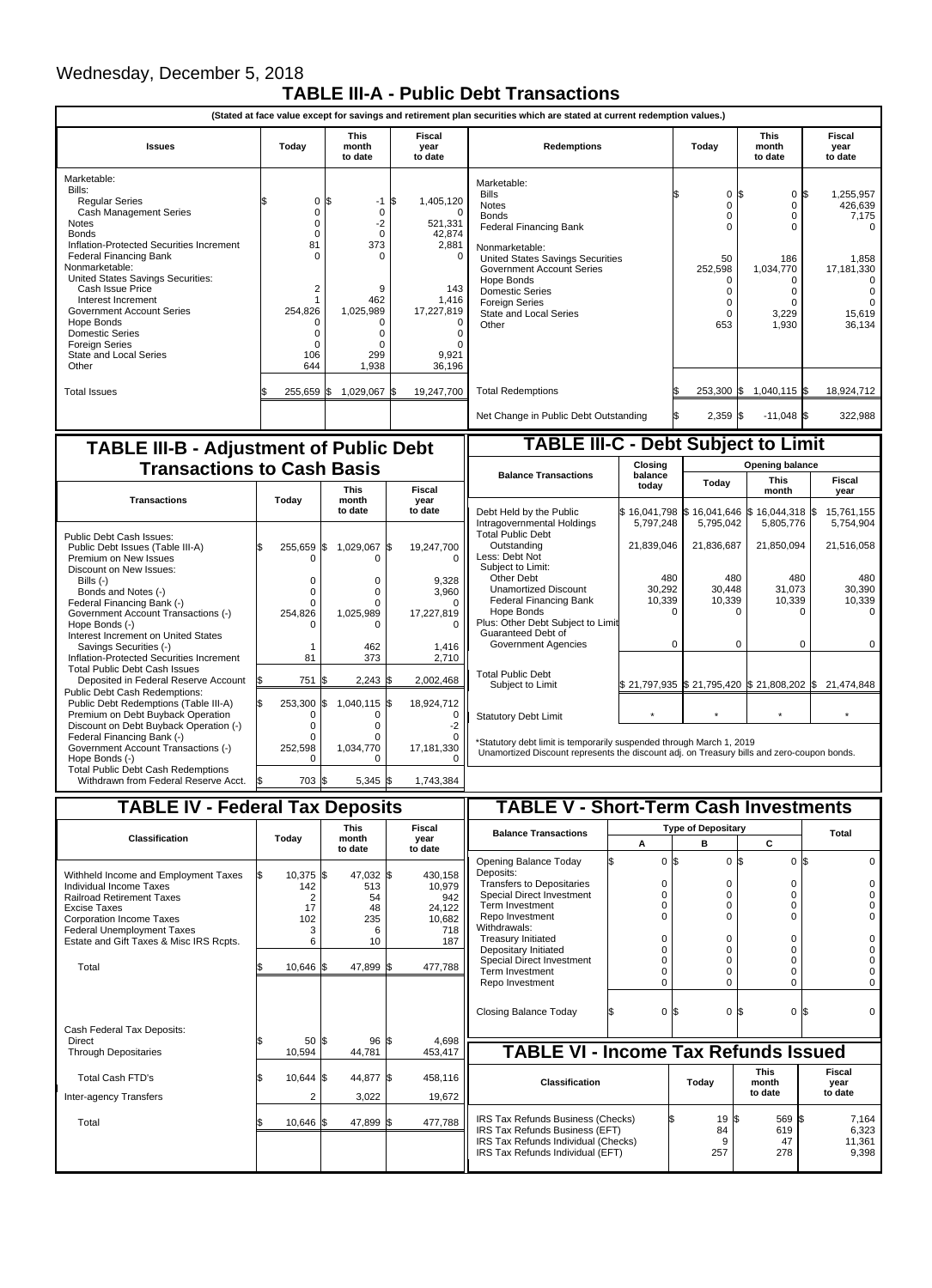Wednesday, December 5, 2018

# TABLE III-A - Public Debt Transactions

(Stated at face value except for savings and retirement plan securities which are stated at current redemption values.)

| Issues | Today | This month to date | Fiscal year to date |
|---|---|---|---|
| Marketable: | | | |
| Bills: | | | |
| Regular Series | $ 0 | $ -1 | $ 1,405,120 |
| Cash Management Series | 0 | 0 | 0 |
| Notes | 0 | -2 | 521,331 |
| Bonds | 0 | 0 | 42,874 |
| Inflation-Protected Securities Increment | 81 | 373 | 2,881 |
| Federal Financing Bank | 0 | 0 | 0 |
| Nonmarketable: | | | |
| United States Savings Securities: | | | |
| Cash Issue Price | 2 | 9 | 143 |
| Interest Increment | 1 | 462 | 1,416 |
| Government Account Series | 254,826 | 1,025,989 | 17,227,819 |
| Hope Bonds | 0 | 0 | 0 |
| Domestic Series | 0 | 0 | 0 |
| Foreign Series | 0 | 0 | 0 |
| State and Local Series | 106 | 299 | 9,921 |
| Other | 644 | 1,938 | 36,196 |
| Total Issues | $ 255,659 | $ 1,029,067 | $ 19,247,700 |

| Redemptions | Today | This month to date | Fiscal year to date |
|---|---|---|---|
| Marketable: | | | |
| Bills | $ 0 | $ 0 | $ 1,255,957 |
| Notes | 0 | 0 | 426,639 |
| Bonds | 0 | 0 | 7,175 |
| Federal Financing Bank | 0 | 0 | 0 |
| Nonmarketable: | | | |
| United States Savings Securities | 50 | 186 | 1,858 |
| Government Account Series | 252,598 | 1,034,770 | 17,181,330 |
| Hope Bonds | 0 | 0 | 0 |
| Domestic Series | 0 | 0 | 0 |
| Foreign Series | 0 | 0 | 0 |
| State and Local Series | 0 | 3,229 | 15,619 |
| Other | 653 | 1,930 | 36,134 |
| Total Redemptions | $ 253,300 | $ 1,040,115 | $ 18,924,712 |
| Net Change in Public Debt Outstanding | $ 2,359 | $ -11,048 | $ 322,988 |

# TABLE III-B - Adjustment of Public Debt Transactions to Cash Basis

| Transactions | Today | This month to date | Fiscal year to date |
|---|---|---|---|
| Public Debt Cash Issues: | | | |
| Public Debt Issues (Table III-A) | $ 255,659 | $ 1,029,067 | $ 19,247,700 |
| Premium on New Issues | 0 | 0 | 0 |
| Discount on New Issues: | | | |
| Bills (-) | 0 | 0 | 9,328 |
| Bonds and Notes (-) | 0 | 0 | 3,960 |
| Federal Financing Bank (-) | 0 | 0 | 0 |
| Government Account Transactions (-) | 254,826 | 1,025,989 | 17,227,819 |
| Hope Bonds (-) | 0 | 0 | 0 |
| Interest Increment on United States Savings Securities (-) | 1 | 462 | 1,416 |
| Inflation-Protected Securities Increment | 81 | 373 | 2,710 |
| Total Public Debt Cash Issues Deposited in Federal Reserve Account | $ 751 | $ 2,243 | $ 2,002,468 |
| Public Debt Cash Redemptions: | | | |
| Public Debt Redemptions (Table III-A) | $ 253,300 | $ 1,040,115 | $ 18,924,712 |
| Premium on Debt Buyback Operation | 0 | 0 | 0 |
| Discount on Debt Buyback Operation (-) | 0 | 0 | -2 |
| Federal Financing Bank (-) | 0 | 0 | 0 |
| Government Account Transactions (-) | 252,598 | 1,034,770 | 17,181,330 |
| Hope Bonds (-) | 0 | 0 | 0 |
| Total Public Debt Cash Redemptions Withdrawn from Federal Reserve Acct. | $ 703 | $ 5,345 | $ 1,743,384 |

# TABLE III-C - Debt Subject to Limit

| Balance Transactions | Closing balance today | Opening balance Today | Opening balance This month | Opening balance Fiscal year |
|---|---|---|---|---|
| Debt Held by the Public | $ 16,041,798 | $ 16,041,646 | $ 16,044,318 | $ 15,761,155 |
| Intragovernmental Holdings | 5,797,248 | 5,795,042 | 5,805,776 | 5,754,904 |
| Total Public Debt Outstanding | 21,839,046 | 21,836,687 | 21,850,094 | 21,516,058 |
| Less: Debt Not Subject to Limit: | | | | |
| Other Debt | 480 | 480 | 480 | 480 |
| Unamortized Discount | 30,292 | 30,448 | 31,073 | 30,390 |
| Federal Financing Bank | 10,339 | 10,339 | 10,339 | 10,339 |
| Hope Bonds | 0 | 0 | 0 | 0 |
| Plus: Other Debt Subject to Limit | | | | |
| Guaranteed Debt of Government Agencies | 0 | 0 | 0 | 0 |
| Total Public Debt Subject to Limit | $ 21,797,935 | $ 21,795,420 | $ 21,808,202 | $ 21,474,848 |
| Statutory Debt Limit | * | * | * | * |

*Statutory debt limit is temporarily suspended through March 1, 2019
Unamortized Discount represents the discount adj. on Treasury bills and zero-coupon bonds.

# TABLE IV - Federal Tax Deposits

| Classification | Today | This month to date | Fiscal year to date |
|---|---|---|---|
| Withheld Income and Employment Taxes | $ 10,375 | $ 47,032 | $ 430,158 |
| Individual Income Taxes | 142 | 513 | 10,979 |
| Railroad Retirement Taxes | 2 | 54 | 942 |
| Excise Taxes | 17 | 48 | 24,122 |
| Corporation Income Taxes | 102 | 235 | 10,682 |
| Federal Unemployment Taxes | 3 | 6 | 718 |
| Estate and Gift Taxes & Misc IRS Rcpts. | 6 | 10 | 187 |
| Total | $ 10,646 | $ 47,899 | $ 477,788 |
| Cash Federal Tax Deposits: | | | |
| Direct | $ 50 | $ 96 | $ 4,698 |
| Through Depositaries | 10,594 | 44,781 | 453,417 |
| Total Cash FTD's | $ 10,644 | $ 44,877 | $ 458,116 |
| Inter-agency Transfers | 2 | 3,022 | 19,672 |
| Total | $ 10,646 | $ 47,899 | $ 477,788 |

# TABLE V - Short-Term Cash Investments

| Balance Transactions | Type of Depositary A | Type of Depositary B | Type of Depositary C | Total |
|---|---|---|---|---|
| Opening Balance Today | $ 0 | $ 0 | $ 0 | $ 0 |
| Deposits: | | | | |
| Transfers to Depositaries | 0 | 0 | 0 | 0 |
| Special Direct Investment | 0 | 0 | 0 | 0 |
| Term Investment | 0 | 0 | 0 | 0 |
| Repo Investment | 0 | 0 | 0 | 0 |
| Withdrawals: | | | | |
| Treasury Initiated | 0 | 0 | 0 | 0 |
| Depositary Initiated | 0 | 0 | 0 | 0 |
| Special Direct Investment | 0 | 0 | 0 | 0 |
| Term Investment | 0 | 0 | 0 | 0 |
| Repo Investment | 0 | 0 | 0 | 0 |
| Closing Balance Today | $ 0 | $ 0 | $ 0 | $ 0 |

# TABLE VI - Income Tax Refunds Issued

| Classification | Today | This month to date | Fiscal year to date |
|---|---|---|---|
| IRS Tax Refunds Business (Checks) | $ 19 | $ 569 | $ 7,164 |
| IRS Tax Refunds Business (EFT) | 84 | 619 | 6,323 |
| IRS Tax Refunds Individual (Checks) | 9 | 47 | 11,361 |
| IRS Tax Refunds Individual (EFT) | 257 | 278 | 9,398 |